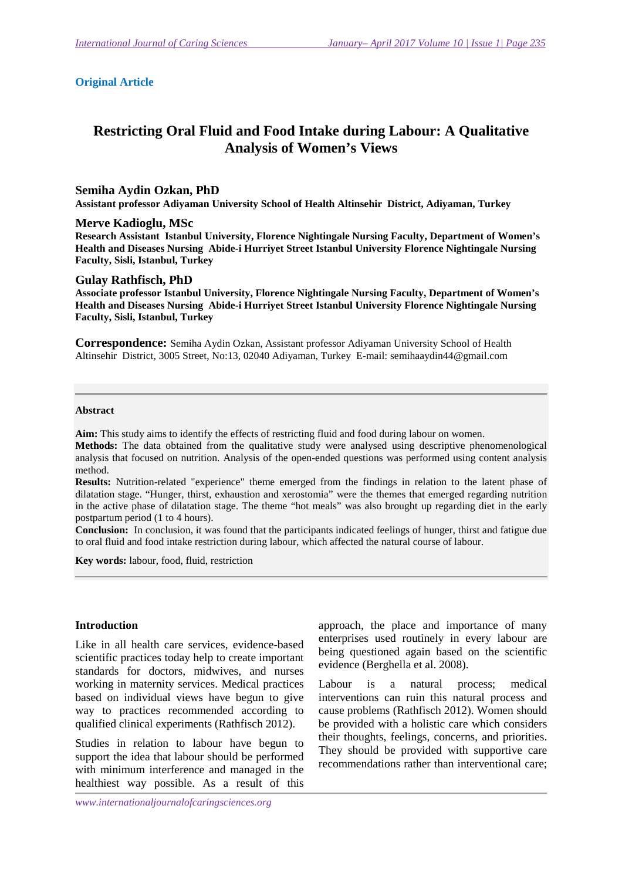**Original Article**

# Restricting Oral Fluid and Food Intake during Labour: A Qualitative Analysis of Women's Views

## Semiha Aydin Ozkan, PhD

**Assistant professor Adiyaman University School of Health Altinsehir District, Adiyaman, Turkey**

## Merve Kadioglu, MSc

**Research Assistant Istanbul University, Florence Nightingale Nursing Faculty, Department of Women's Health and Diseases Nursing Abide-i Hurriyet Street Istanbul University Florence Nightingale Nursing Faculty, Sisli, Istanbul, Turkey**

## Gulay Rathfisch, PhD

**Associate professor Istanbul University, Florence Nightingale Nursing Faculty, Department of Women's Health and Diseases Nursing Abide-i Hurriyet Street Istanbul University Florence Nightingale Nursing Faculty, Sisli, Istanbul, Turkey**

**Correspondence:** Semiha Aydin Ozkan, Assistant professor Adiyaman University School of Health Altinsehir District, 3005 Street, No:13, 02040 Adiyaman, Turkey E-mail: semihaaydin44@gmail.com

### Abstract

**Aim:** This study aims to identify the effects of restricting fluid and food during labour on women.

**Methods:** The data obtained from the qualitative study were analysed using descriptive phenomenological analysis that focused on nutrition. Analysis of the open-ended questions was performed using content analysis method.

**Results:** Nutrition-related "experience" theme emerged from the findings in relation to the latent phase of dilatation stage. "Hunger, thirst, exhaustion and xerostomia" were the themes that emerged regarding nutrition in the active phase of dilatation stage. The theme "hot meals" was also brought up regarding diet in the early postpartum period (1 to 4 hours).

**Conclusion:** In conclusion, it was found that the participants indicated feelings of hunger, thirst and fatigue due to oral fluid and food intake restriction during labour, which affected the natural course of labour.

**Key words:** labour, food, fluid, restriction

### Introduction

Like in all health care services, evidence-based scientific practices today help to create important standards for doctors, midwives, and nurses working in maternity services. Medical practices based on individual views have begun to give way to practices recommended according to qualified clinical experiments (Rathfisch 2012).

Studies in relation to labour have begun to support the idea that labour should be performed with minimum interference and managed in the healthiest way possible. As a result of this approach, the place and importance of many enterprises used routinely in every labour are being questioned again based on the scientific evidence (Berghella et al. 2008).

Labour is a natural process; medical interventions can ruin this natural process and cause problems (Rathfisch 2012). Women should be provided with a holistic care which considers their thoughts, feelings, concerns, and priorities. They should be provided with supportive care recommendations rather than interventional care;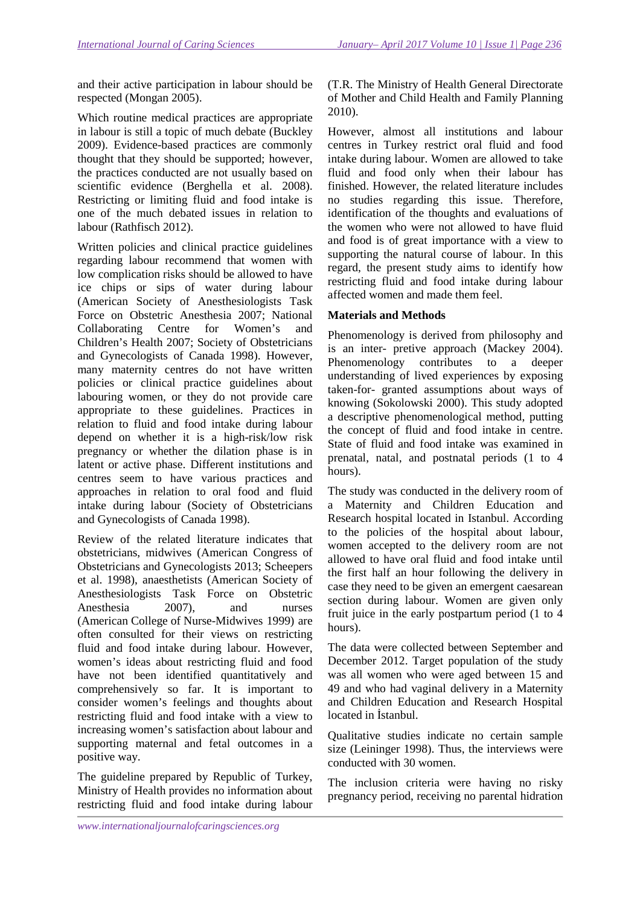and their active participation in labour should be respected (Mongan 2005).

Which routine medical practices are appropriate in labour is still a topic of much debate (Buckley 2009). Evidence-based practices are commonly thought that they should be supported; however, the practices conducted are not usually based on scientific evidence (Berghella et al. 2008). Restricting or limiting fluid and food intake is one of the much debated issues in relation to labour (Rathfisch 2012).

Written policies and clinical practice guidelines regarding labour recommend that women with low complication risks should be allowed to have ice chips or sips of water during labour (American Society of Anesthesiologists Task Force on Obstetric Anesthesia 2007; National Collaborating Centre for Women's and Children's Health 2007; Society of Obstetricians and Gynecologists of Canada 1998). However, many maternity centres do not have written policies or clinical practice guidelines about labouring women, or they do not provide care appropriate to these guidelines. Practices in relation to fluid and food intake during labour depend on whether it is a high-risk/low risk pregnancy or whether the dilation phase is in latent or active phase. Different institutions and centres seem to have various practices and approaches in relation to oral food and fluid intake during labour (Society of Obstetricians and Gynecologists of Canada 1998).

Review of the related literature indicates that obstetricians, midwives (American Congress of Obstetricians and Gynecologists 2013; Scheepers et al. 1998), anaesthetists (American Society of Anesthesiologists Task Force on Obstetric Anesthesia 2007), and nurses (American College of Nurse-Midwives 1999) are often consulted for their views on restricting fluid and food intake during labour. However, women's ideas about restricting fluid and food have not been identified quantitatively and comprehensively so far. It is important to consider women's feelings and thoughts about restricting fluid and food intake with a view to increasing women's satisfaction about labour and supporting maternal and fetal outcomes in a positive way.

The guideline prepared by Republic of Turkey, Ministry of Health provides no information about restricting fluid and food intake during labour (T.R. The Ministry of Health General Directorate of Mother and Child Health and Family Planning 2010).

However, almost all institutions and labour centres in Turkey restrict oral fluid and food intake during labour. Women are allowed to take fluid and food only when their labour has finished. However, the related literature includes no studies regarding this issue. Therefore, identification of the thoughts and evaluations of the women who were not allowed to have fluid and food is of great importance with a view to supporting the natural course of labour. In this regard, the present study aims to identify how restricting fluid and food intake during labour affected women and made them feel.

**Materials and Methods**

Phenomenology is derived from philosophy and is an inter- pretive approach (Mackey 2004). Phenomenology contributes to a deeper understanding of lived experiences by exposing taken-for- granted assumptions about ways of knowing (Sokolowski 2000). This study adopted a descriptive phenomenological method, putting the concept of fluid and food intake in centre. State of fluid and food intake was examined in prenatal, natal, and postnatal periods (1 to 4 hours).

The study was conducted in the delivery room of a Maternity and Children Education and Research hospital located in Istanbul. According to the policies of the hospital about labour, women accepted to the delivery room are not allowed to have oral fluid and food intake until the first half an hour following the delivery in case they need to be given an emergent caesarean section during labour. Women are given only fruit juice in the early postpartum period (1 to 4 hours).

The data were collected between September and December 2012. Target population of the study was all women who were aged between 15 and 49 and who had vaginal delivery in a Maternity and Children Education and Research Hospital located in İstanbul.

Qualitative studies indicate no certain sample size (Leininger 1998). Thus, the interviews were conducted with 30 women.

The inclusion criteria were having no risky pregnancy period, receiving no parental hidration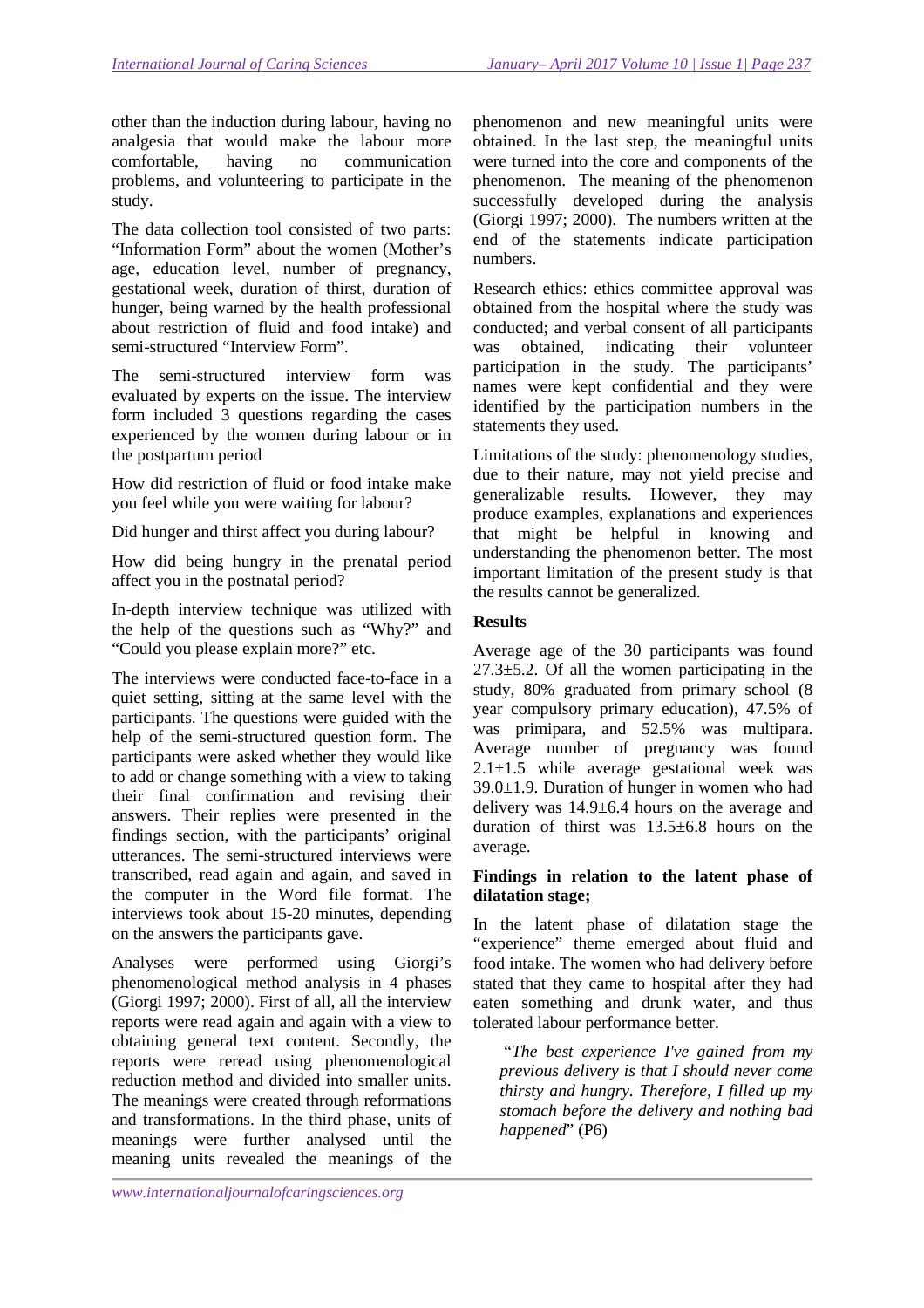other than the induction during labour, having no analgesia that would make the labour more comfortable, having no communication problems, and volunteering to participate in the study.

The data collection tool consisted of two parts: "Information Form" about the women (Mother's age, education level, number of pregnancy, gestational week, duration of thirst, duration of hunger, being warned by the health professional about restriction of fluid and food intake) and semi-structured "Interview Form".

The semi-structured interview form was evaluated by experts on the issue. The interview form included 3 questions regarding the cases experienced by the women during labour or in the postpartum period

How did restriction of fluid or food intake make you feel while you were waiting for labour?

Did hunger and thirst affect you during labour?

How did being hungry in the prenatal period affect you in the postnatal period?

In-depth interview technique was utilized with the help of the questions such as "Why?" and "Could you please explain more?" etc.

The interviews were conducted face-to-face in a quiet setting, sitting at the same level with the participants. The questions were guided with the help of the semi-structured question form. The participants were asked whether they would like to add or change something with a view to taking their final confirmation and revising their answers. Their replies were presented in the findings section, with the participants' original utterances. The semi-structured interviews were transcribed, read again and again, and saved in the computer in the Word file format. The interviews took about 15-20 minutes, depending on the answers the participants gave.

Analyses were performed using Giorgi's phenomenological method analysis in 4 phases (Giorgi 1997; 2000). First of all, all the interview reports were read again and again with a view to obtaining general text content. Secondly, the reports were reread using phenomenological reduction method and divided into smaller units. The meanings were created through reformations and transformations. In the third phase, units of meanings were further analysed until the meaning units revealed the meanings of the phenomenon and new meaningful units were obtained. In the last step, the meaningful units were turned into the core and components of the phenomenon. The meaning of the phenomenon successfully developed during the analysis (Giorgi 1997; 2000). The numbers written at the end of the statements indicate participation numbers.

Research ethics: ethics committee approval was obtained from the hospital where the study was conducted; and verbal consent of all participants was obtained, indicating their volunteer participation in the study. The participants' names were kept confidential and they were identified by the participation numbers in the statements they used.

Limitations of the study: phenomenology studies, due to their nature, may not yield precise and generalizable results. However, they may produce examples, explanations and experiences that might be helpful in knowing and understanding the phenomenon better. The most important limitation of the present study is that the results cannot be generalized.

## Results

Average age of the 30 participants was found 27.3±5.2. Of all the women participating in the study, 80% graduated from primary school (8 year compulsory primary education), 47.5% of was primipara, and 52.5% was multipara. Average number of pregnancy was found 2.1±1.5 while average gestational week was 39.0±1.9. Duration of hunger in women who had delivery was 14.9±6.4 hours on the average and duration of thirst was 13.5±6.8 hours on the average.

### Findings in relation to the latent phase of dilatation stage;

In the latent phase of dilatation stage the "experience" theme emerged about fluid and food intake. The women who had delivery before stated that they came to hospital after they had eaten something and drunk water, and thus tolerated labour performance better.

> "*The best experience I've gained from my previous delivery is that I should never come thirsty and hungry. Therefore, I filled up my stomach before the delivery and nothing bad happened*" (P6)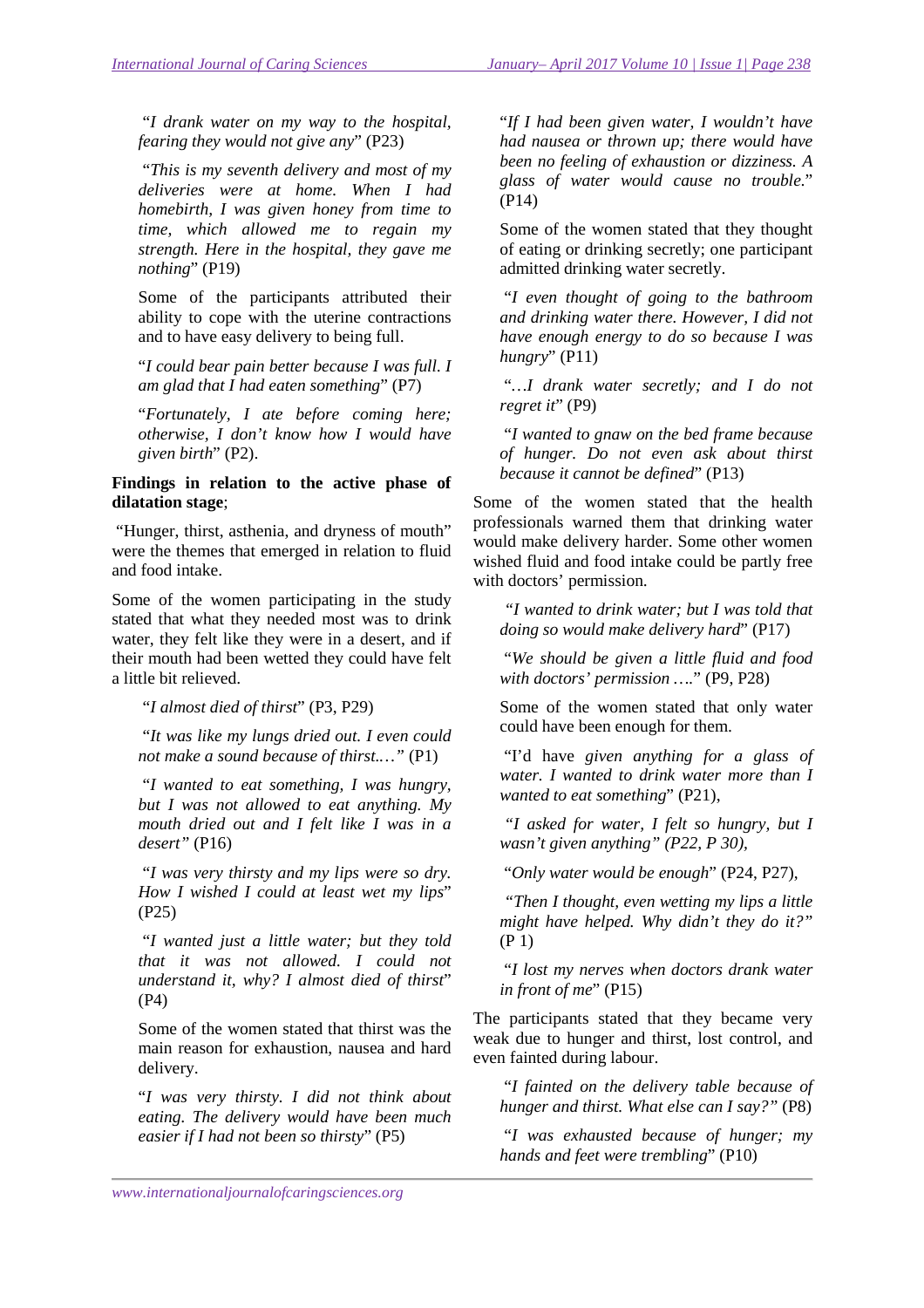*"I drank water on my way to the hospital, fearing they would not give any*" (P23)

*"This is my seventh delivery and most of my deliveries were at home. When I had homebirth, I was given honey from time to time, which allowed me to regain my strength. Here in the hospital, they gave me nothing*" (P19)

Some of the participants attributed their ability to cope with the uterine contractions and to have easy delivery to being full.

"*I could bear pain better because I was full. I am glad that I had eaten something*" (P7)

"*Fortunately, I ate before coming here; otherwise, I don't know how I would have given birth*" (P2).

**Findings in relation to the active phase of dilatation stage**;

"Hunger, thirst, asthenia, and dryness of mouth" were the themes that emerged in relation to fluid and food intake.

Some of the women participating in the study stated that what they needed most was to drink water, they felt like they were in a desert, and if their mouth had been wetted they could have felt a little bit relieved.

*"I almost died of thirst*" (P3, P29)

*"It was like my lungs dried out. I even could not make a sound because of thirst.…"* (P1)

*"I wanted to eat something, I was hungry, but I was not allowed to eat anything. My mouth dried out and I felt like I was in a desert"* (P16)

*"I was very thirsty and my lips were so dry. How I wished I could at least wet my lips*" (P25)

*"I wanted just a little water; but they told that it was not allowed. I could not understand it, why? I almost died of thirst*" (P4)

Some of the women stated that thirst was the main reason for exhaustion, nausea and hard delivery.

"*I was very thirsty. I did not think about eating. The delivery would have been much easier if I had not been so thirsty*" (P5)

"*If I had been given water, I wouldn't have had nausea or thrown up; there would have been no feeling of exhaustion or dizziness. A glass of water would cause no trouble.*" (P14)

Some of the women stated that they thought of eating or drinking secretly; one participant admitted drinking water secretly.

*"I even thought of going to the bathroom and drinking water there. However, I did not have enough energy to do so because I was hungry*" (P11)

*"…I drank water secretly; and I do not regret it*" (P9)

*"I wanted to gnaw on the bed frame because of hunger. Do not even ask about thirst because it cannot be defined*" (P13)

Some of the women stated that the health professionals warned them that drinking water would make delivery harder. Some other women wished fluid and food intake could be partly free with doctors' permission.

*"I wanted to drink water; but I was told that doing so would make delivery hard*" (P17)

*"We should be given a little fluid and food with doctors' permission ….*" (P9, P28)

Some of the women stated that only water could have been enough for them.

"I'd have *given anything for a glass of water. I wanted to drink water more than I wanted to eat something*" (P21),

*"I asked for water, I felt so hungry, but I wasn't given anything" (P22, P 30),*

*"Only water would be enough*" (P24, P27),

*"Then I thought, even wetting my lips a little might have helped. Why didn't they do it?"* (P 1)

*"I lost my nerves when doctors drank water in front of me*" (P15)

The participants stated that they became very weak due to hunger and thirst, lost control, and even fainted during labour.

*"I fainted on the delivery table because of hunger and thirst. What else can I say?"* (P8)

*"I was exhausted because of hunger; my hands and feet were trembling*" (P10)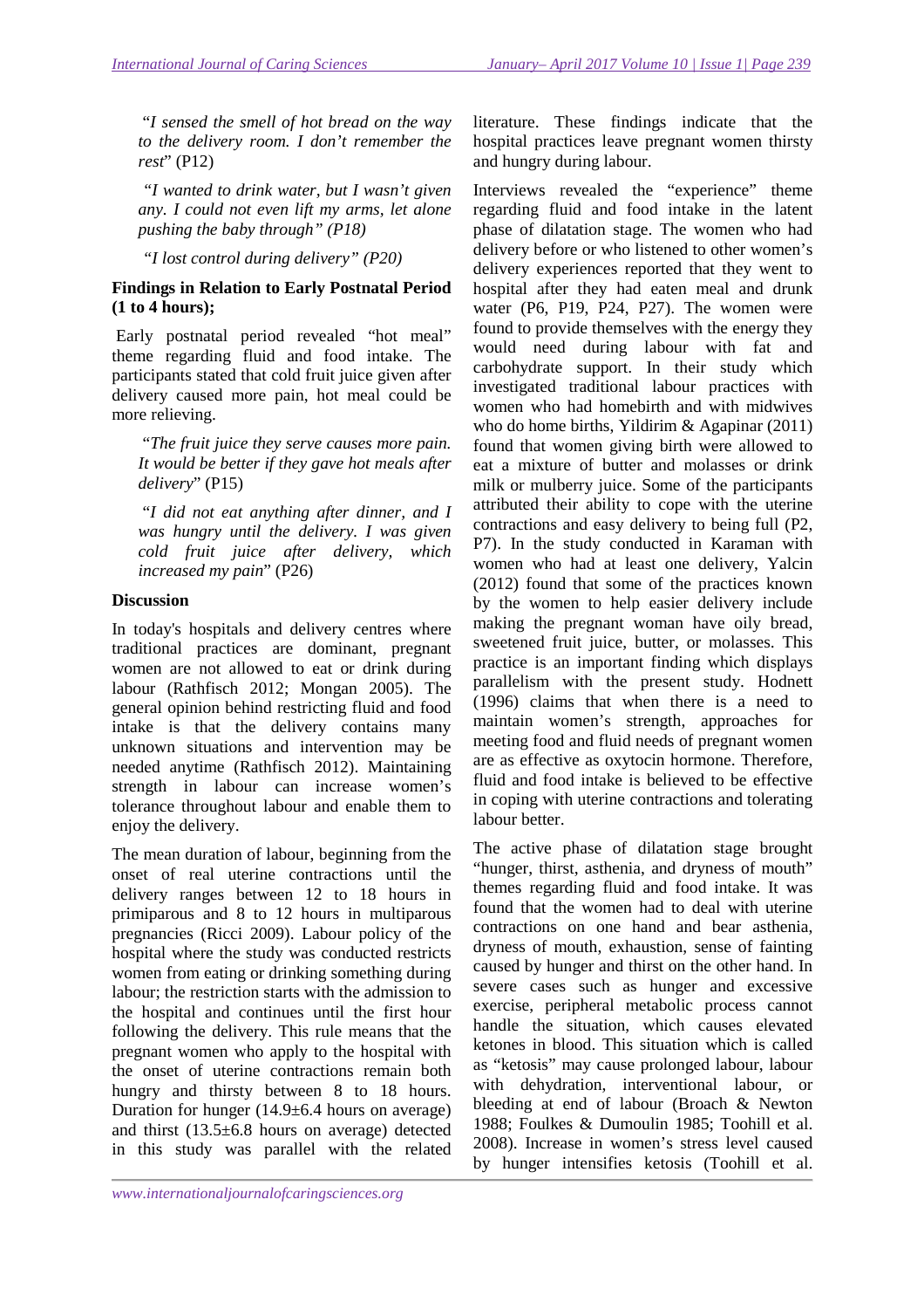*"I sensed the smell of hot bread on the way to the delivery room. I don't remember the rest"* (P12)

*"I wanted to drink water, but I wasn't given any. I could not even lift my arms, let alone pushing the baby through" (P18)*

*"I lost control during delivery" (P20)*

**Findings in Relation to Early Postnatal Period (1 to 4 hours);**

Early postnatal period revealed "hot meal" theme regarding fluid and food intake. The participants stated that cold fruit juice given after delivery caused more pain, hot meal could be more relieving.

*"The fruit juice they serve causes more pain. It would be better if they gave hot meals after delivery"* (P15)

*"I did not eat anything after dinner, and I was hungry until the delivery. I was given cold fruit juice after delivery, which increased my pain"* (P26)

**Discussion**

In today's hospitals and delivery centres where traditional practices are dominant, pregnant women are not allowed to eat or drink during labour (Rathfisch 2012; Mongan 2005). The general opinion behind restricting fluid and food intake is that the delivery contains many unknown situations and intervention may be needed anytime (Rathfisch 2012). Maintaining strength in labour can increase women's tolerance throughout labour and enable them to enjoy the delivery.

The mean duration of labour, beginning from the onset of real uterine contractions until the delivery ranges between 12 to 18 hours in primiparous and 8 to 12 hours in multiparous pregnancies (Ricci 2009). Labour policy of the hospital where the study was conducted restricts women from eating or drinking something during labour; the restriction starts with the admission to the hospital and continues until the first hour following the delivery. This rule means that the pregnant women who apply to the hospital with the onset of uterine contractions remain both hungry and thirsty between 8 to 18 hours. Duration for hunger (14.9±6.4 hours on average) and thirst (13.5±6.8 hours on average) detected in this study was parallel with the related literature. These findings indicate that the hospital practices leave pregnant women thirsty and hungry during labour.

Interviews revealed the "experience" theme regarding fluid and food intake in the latent phase of dilatation stage. The women who had delivery before or who listened to other women's delivery experiences reported that they went to hospital after they had eaten meal and drunk water (P6, P19, P24, P27). The women were found to provide themselves with the energy they would need during labour with fat and carbohydrate support. In their study which investigated traditional labour practices with women who had homebirth and with midwives who do home births, Yildirim & Agapinar (2011) found that women giving birth were allowed to eat a mixture of butter and molasses or drink milk or mulberry juice. Some of the participants attributed their ability to cope with the uterine contractions and easy delivery to being full (P2, P7). In the study conducted in Karaman with women who had at least one delivery, Yalcin (2012) found that some of the practices known by the women to help easier delivery include making the pregnant woman have oily bread, sweetened fruit juice, butter, or molasses. This practice is an important finding which displays parallelism with the present study. Hodnett (1996) claims that when there is a need to maintain women's strength, approaches for meeting food and fluid needs of pregnant women are as effective as oxytocin hormone. Therefore, fluid and food intake is believed to be effective in coping with uterine contractions and tolerating labour better.

The active phase of dilatation stage brought "hunger, thirst, asthenia, and dryness of mouth" themes regarding fluid and food intake. It was found that the women had to deal with uterine contractions on one hand and bear asthenia, dryness of mouth, exhaustion, sense of fainting caused by hunger and thirst on the other hand. In severe cases such as hunger and excessive exercise, peripheral metabolic process cannot handle the situation, which causes elevated ketones in blood. This situation which is called as "ketosis" may cause prolonged labour, labour with dehydration, interventional labour, or bleeding at end of labour (Broach & Newton 1988; Foulkes & Dumoulin 1985; Toohill et al. 2008). Increase in women's stress level caused by hunger intensifies ketosis (Toohill et al.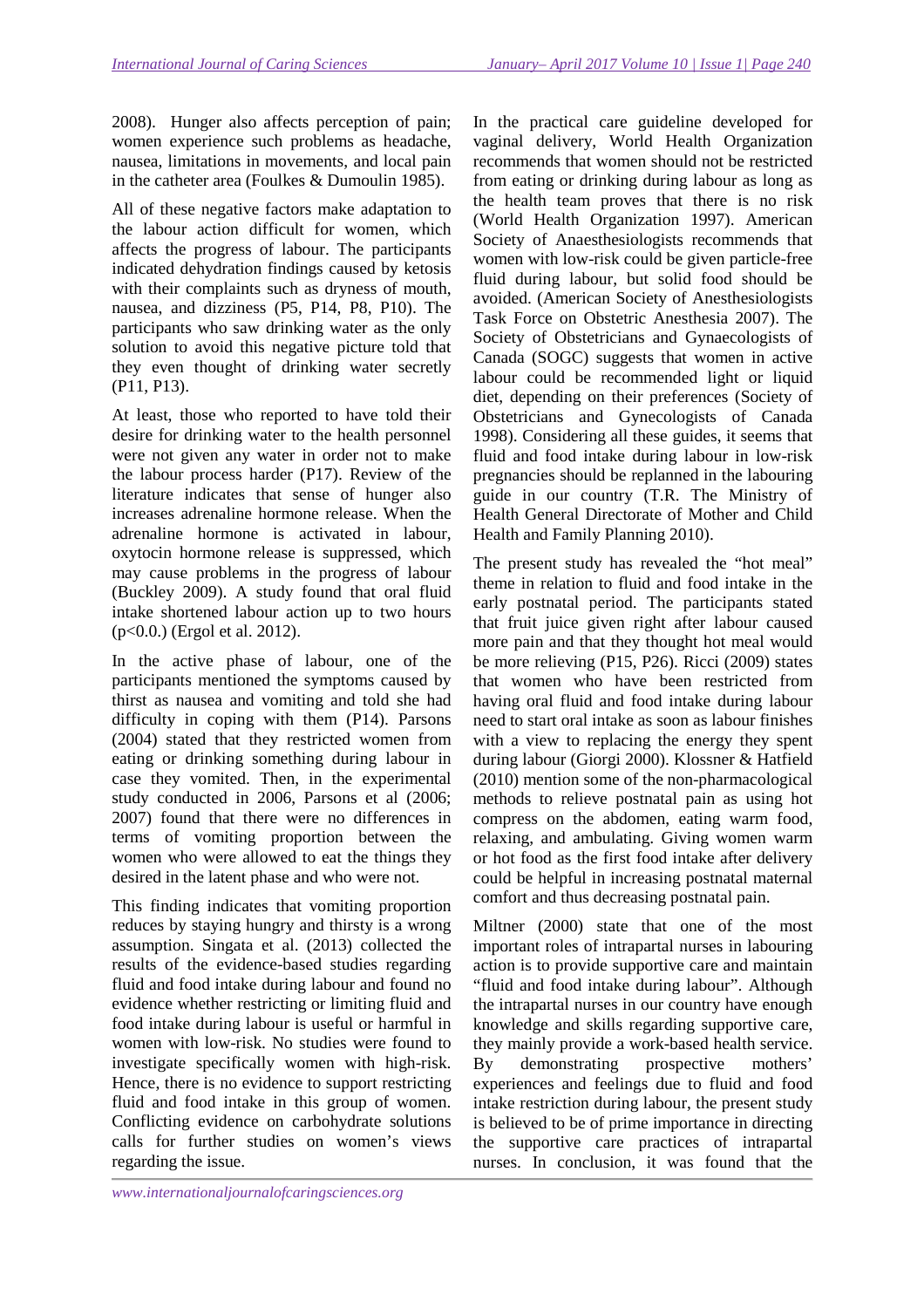2008). Hunger also affects perception of pain; women experience such problems as headache, nausea, limitations in movements, and local pain in the catheter area (Foulkes & Dumoulin 1985).

All of these negative factors make adaptation to the labour action difficult for women, which affects the progress of labour. The participants indicated dehydration findings caused by ketosis with their complaints such as dryness of mouth, nausea, and dizziness (P5, P14, P8, P10). The participants who saw drinking water as the only solution to avoid this negative picture told that they even thought of drinking water secretly (P11, P13).

At least, those who reported to have told their desire for drinking water to the health personnel were not given any water in order not to make the labour process harder (P17). Review of the literature indicates that sense of hunger also increases adrenaline hormone release. When the adrenaline hormone is activated in labour, oxytocin hormone release is suppressed, which may cause problems in the progress of labour (Buckley 2009). A study found that oral fluid intake shortened labour action up to two hours ($p<0.0.$) (Ergol et al. 2012).

In the active phase of labour, one of the participants mentioned the symptoms caused by thirst as nausea and vomiting and told she had difficulty in coping with them (P14). Parsons (2004) stated that they restricted women from eating or drinking something during labour in case they vomited. Then, in the experimental study conducted in 2006, Parsons et al (2006; 2007) found that there were no differences in terms of vomiting proportion between the women who were allowed to eat the things they desired in the latent phase and who were not.

This finding indicates that vomiting proportion reduces by staying hungry and thirsty is a wrong assumption. Singata et al. (2013) collected the results of the evidence-based studies regarding fluid and food intake during labour and found no evidence whether restricting or limiting fluid and food intake during labour is useful or harmful in women with low-risk. No studies were found to investigate specifically women with high-risk. Hence, there is no evidence to support restricting fluid and food intake in this group of women. Conflicting evidence on carbohydrate solutions calls for further studies on women's views regarding the issue.

In the practical care guideline developed for vaginal delivery, World Health Organization recommends that women should not be restricted from eating or drinking during labour as long as the health team proves that there is no risk (World Health Organization 1997). American Society of Anaesthesiologists recommends that women with low-risk could be given particle-free fluid during labour, but solid food should be avoided. (American Society of Anesthesiologists Task Force on Obstetric Anesthesia 2007). The Society of Obstetricians and Gynaecologists of Canada (SOGC) suggests that women in active labour could be recommended light or liquid diet, depending on their preferences (Society of Obstetricians and Gynecologists of Canada 1998). Considering all these guides, it seems that fluid and food intake during labour in low-risk pregnancies should be replanned in the labouring guide in our country (T.R. The Ministry of Health General Directorate of Mother and Child Health and Family Planning 2010).

The present study has revealed the "hot meal" theme in relation to fluid and food intake in the early postnatal period. The participants stated that fruit juice given right after labour caused more pain and that they thought hot meal would be more relieving (P15, P26). Ricci (2009) states that women who have been restricted from having oral fluid and food intake during labour need to start oral intake as soon as labour finishes with a view to replacing the energy they spent during labour (Giorgi 2000). Klossner & Hatfield (2010) mention some of the non-pharmacological methods to relieve postnatal pain as using hot compress on the abdomen, eating warm food, relaxing, and ambulating. Giving women warm or hot food as the first food intake after delivery could be helpful in increasing postnatal maternal comfort and thus decreasing postnatal pain.

Miltner (2000) state that one of the most important roles of intrapartal nurses in labouring action is to provide supportive care and maintain "fluid and food intake during labour". Although the intrapartal nurses in our country have enough knowledge and skills regarding supportive care, they mainly provide a work-based health service. By demonstrating prospective mothers' experiences and feelings due to fluid and food intake restriction during labour, the present study is believed to be of prime importance in directing the supportive care practices of intrapartal nurses. In conclusion, it was found that the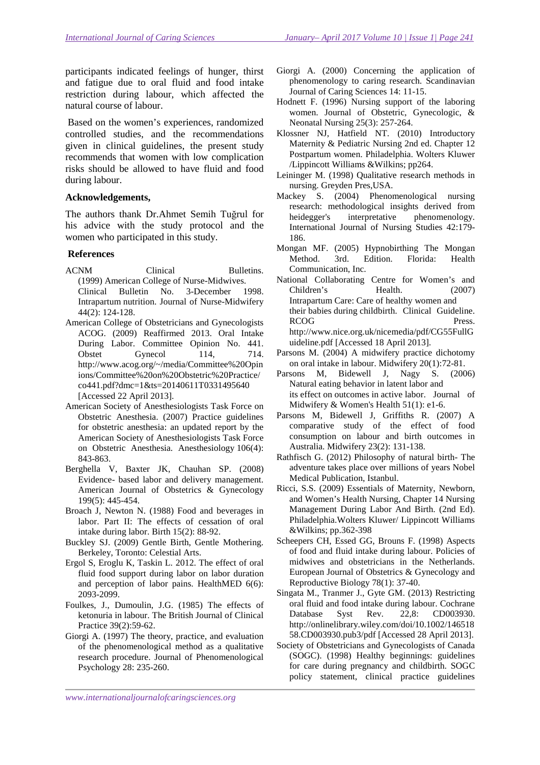participants indicated feelings of hunger, thirst and fatigue due to oral fluid and food intake restriction during labour, which affected the natural course of labour.

Based on the women's experiences, randomized controlled studies, and the recommendations given in clinical guidelines, the present study recommends that women with low complication risks should be allowed to have fluid and food during labour.

### Acknowledgements,

The authors thank Dr.Ahmet Semih Tuğrul for his advice with the study protocol and the women who participated in this study.

### References

ACNM Clinical Bulletins. (1999) American College of Nurse-Midwives. Clinical Bulletin No. 3-December 1998. Intrapartum nutrition. Journal of Nurse-Midwifery 44(2): 124-128.

American College of Obstetricians and Gynecologists ACOG. (2009) Reaffirmed 2013. Oral Intake During Labor. Committee Opinion No. 441. Obstet Gynecol 114, 714. http://www.acog.org/~/media/Committee%20Opinions/Committee%20on%20Obstetric%20Practice/co441.pdf?dmc=1&ts=20140611T0331495640 [Accessed 22 April 2013].

American Society of Anesthesiologists Task Force on Obstetric Anesthesia. (2007) Practice guidelines for obstetric anesthesia: an updated report by the American Society of Anesthesiologists Task Force on Obstetric Anesthesia. Anesthesiology 106(4): 843-863.

Berghella V, Baxter JK, Chauhan SP. (2008) Evidence- based labor and delivery management. American Journal of Obstetrics & Gynecology 199(5): 445-454.

Broach J, Newton N. (1988) Food and beverages in labor. Part II: The effects of cessation of oral intake during labor. Birth 15(2): 88-92.

Buckley SJ. (2009) Gentle Birth, Gentle Mothering. Berkeley, Toronto: Celestial Arts.

Ergol S, Eroglu K, Taskin L. 2012. The effect of oral fluid food support during labor on labor duration and perception of labor pains. HealthMED 6(6): 2093-2099.

Foulkes, J., Dumoulin, J.G. (1985) The effects of ketonuria in labour. The British Journal of Clinical Practice 39(2):59-62.

Giorgi A. (1997) The theory, practice, and evaluation of the phenomenological method as a qualitative research procedure. Journal of Phenomenological Psychology 28: 235-260.

Giorgi A. (2000) Concerning the application of phenomenology to caring research. Scandinavian Journal of Caring Sciences 14: 11-15.

Hodnett F. (1996) Nursing support of the laboring women. Journal of Obstetric, Gynecologic, & Neonatal Nursing 25(3): 257-264.

Klossner NJ, Hatfield NT. (2010) Introductory Maternity & Pediatric Nursing 2nd ed. Chapter 12 Postpartum women. Philadelphia. Wolters Kluwer /Lippincott Williams &Wilkins; pp264.

Leininger M. (1998) Qualitative research methods in nursing. Greyden Pres,USA.

Mackey S. (2004) Phenomenological nursing research: methodological insights derived from heidegger's interpretative phenomenology. International Journal of Nursing Studies 42:179-186.

Mongan MF. (2005) Hypnobirthing The Mongan Method. 3rd. Edition. Florida: Health Communication, Inc.

National Collaborating Centre for Women's and Children's Health. (2007) Intrapartum Care: Care of healthy women and their babies during childbirth. Clinical Guideline. RCOG Press. http://www.nice.org.uk/nicemedia/pdf/CG55FullGuideline.pdf [Accessed 18 April 2013].

Parsons M. (2004) A midwifery practice dichotomy on oral intake in labour. Midwifery 20(1):72-81.

Parsons M, Bidewell J, Nagy S. (2006) Natural eating behavior in latent labor and its effect on outcomes in active labor. Journal of Midwifery & Women's Health 51(1): e1-6.

Parsons M, Bidewell J, Griffiths R. (2007) A comparative study of the effect of food consumption on labour and birth outcomes in Australia. Midwifery 23(2): 131-138.

Rathfisch G. (2012) Philosophy of natural birth- The adventure takes place over millions of years Nobel Medical Publication, Istanbul.

Ricci, S.S. (2009) Essentials of Maternity, Newborn, and Women's Health Nursing, Chapter 14 Nursing Management During Labor And Birth. (2nd Ed). Philadelphia.Wolters Kluwer/ Lippincott Williams &Wilkins; pp.362-398

Scheepers CH, Essed GG, Brouns F. (1998) Aspects of food and fluid intake during labour. Policies of midwives and obstetricians in the Netherlands. European Journal of Obstetrics & Gynecology and Reproductive Biology 78(1): 37-40.

Singata M., Tranmer J., Gyte GM. (2013) Restricting oral fluid and food intake during labour. Cochrane Database Syst Rev. 22,8: CD003930. http://onlinelibrary.wiley.com/doi/10.1002/14651858.CD003930.pub3/pdf [Accessed 28 April 2013].

Society of Obstetricians and Gynecologists of Canada (SOGC). (1998) Healthy beginnings: guidelines for care during pregnancy and childbirth. SOGC policy statement, clinical practice guidelines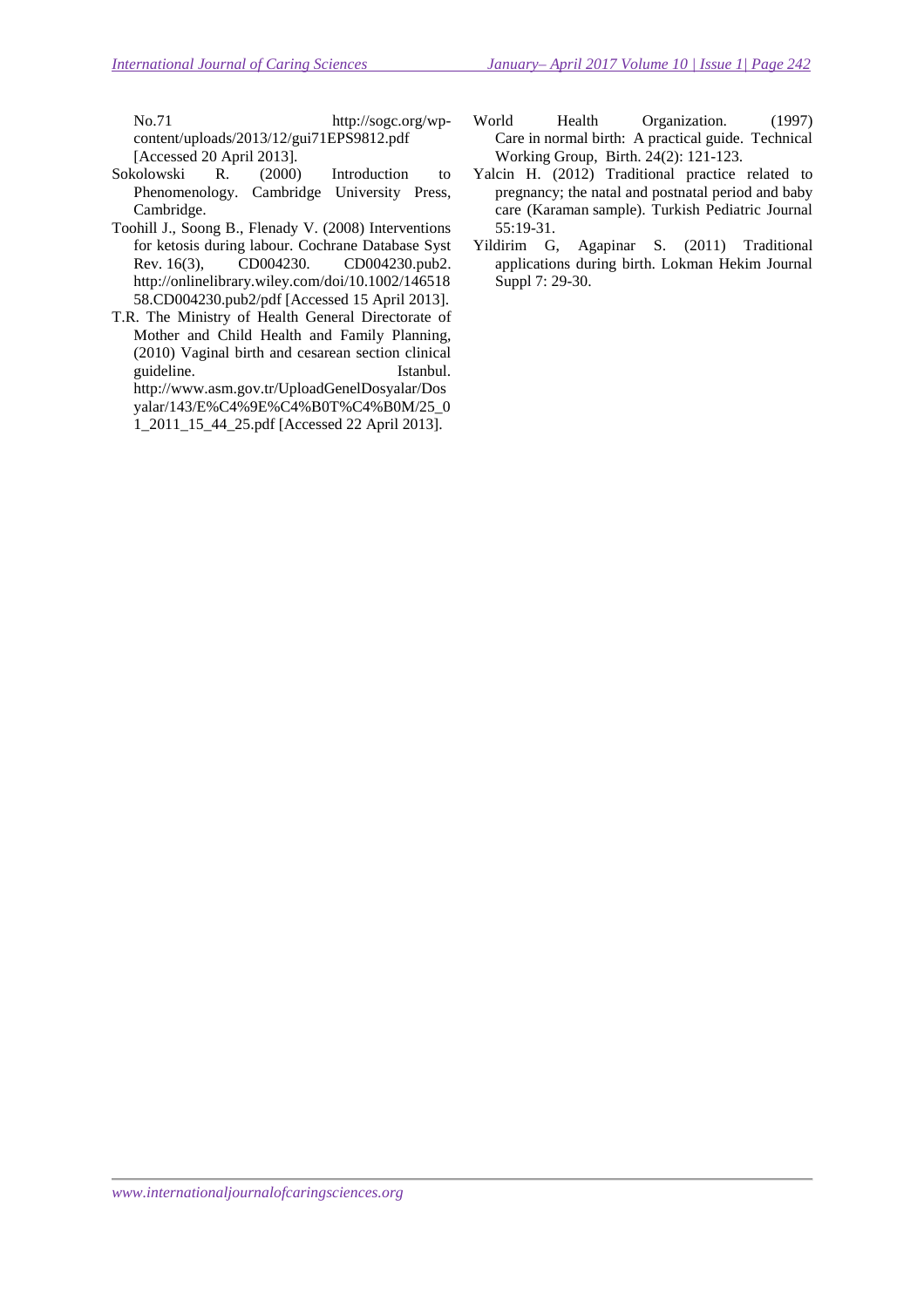No.71 http://sogc.org/wp-content/uploads/2013/12/gui71EPS9812.pdf [Accessed 20 April 2013].

Sokolowski R. (2000) Introduction to Phenomenology. Cambridge University Press, Cambridge.

Toohill J., Soong B., Flenady V. (2008) Interventions for ketosis during labour. Cochrane Database Syst Rev. 16(3), CD004230. CD004230.pub2. http://onlinelibrary.wiley.com/doi/10.1002/14651858.CD004230.pub2/pdf [Accessed 15 April 2013].

T.R. The Ministry of Health General Directorate of Mother and Child Health and Family Planning, (2010) Vaginal birth and cesarean section clinical guideline. Istanbul. http://www.asm.gov.tr/UploadGenelDosyalar/Dosyalar/143/E%C4%9E%C4%B0T%C4%B0M/25_01_2011_15_44_25.pdf [Accessed 22 April 2013].

World Health Organization. (1997) Care in normal birth: A practical guide. Technical Working Group, Birth. 24(2): 121-123.

Yalcin H. (2012) Traditional practice related to pregnancy; the natal and postnatal period and baby care (Karaman sample). Turkish Pediatric Journal 55:19-31.

Yildirim G, Agapinar S. (2011) Traditional applications during birth. Lokman Hekim Journal Suppl 7: 29-30.